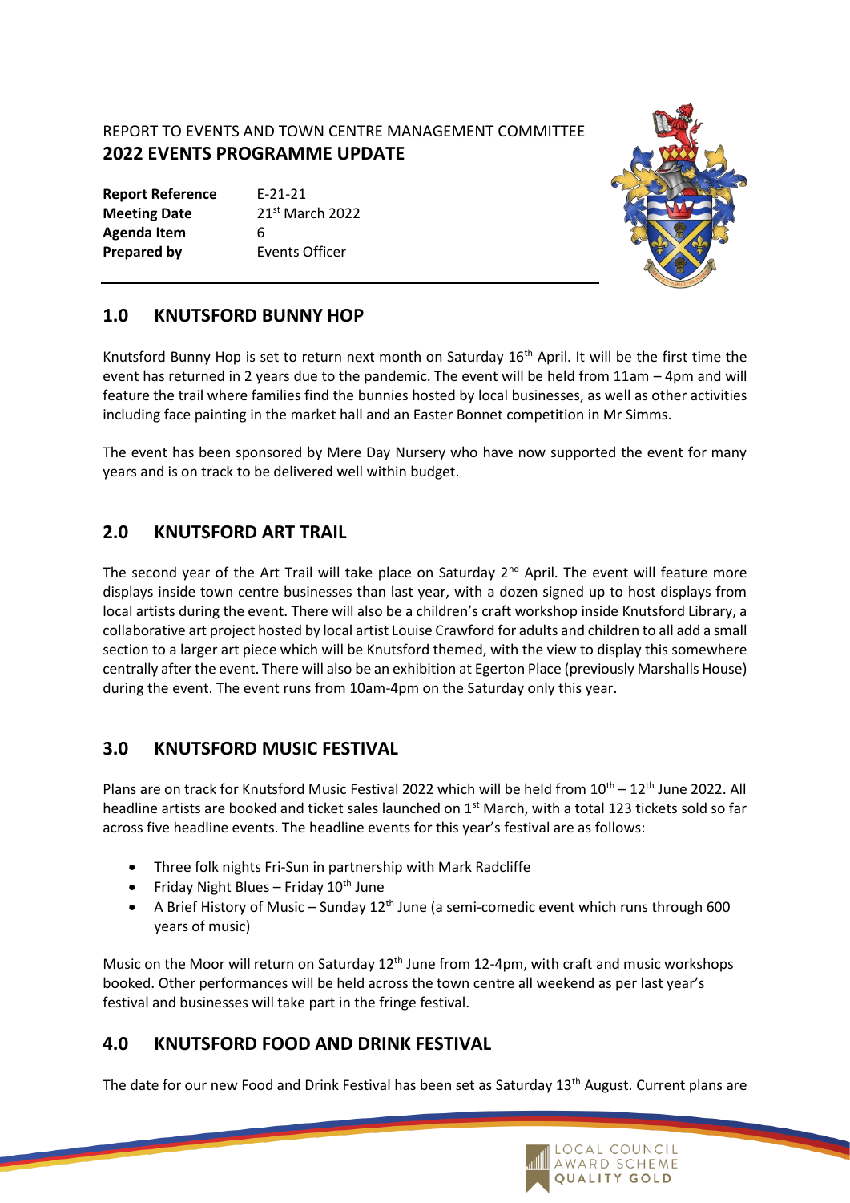REPORT TO EVENTS AND TOWN CENTRE MANAGEMENT COMMITTEE

# 2022 EVENTS PROGRAMME UPDATE

| | |
|---|---|
| **Report Reference** | E-21-21 |
| **Meeting Date** | 21st March 2022 |
| **Agenda Item** | 6 |
| **Prepared by** | Events Officer |

## 1.0 KNUTSFORD BUNNY HOP

Knutsford Bunny Hop is set to return next month on Saturday 16th April. It will be the first time the event has returned in 2 years due to the pandemic. The event will be held from 11am – 4pm and will feature the trail where families find the bunnies hosted by local businesses, as well as other activities including face painting in the market hall and an Easter Bonnet competition in Mr Simms.

The event has been sponsored by Mere Day Nursery who have now supported the event for many years and is on track to be delivered well within budget.

## 2.0 KNUTSFORD ART TRAIL

The second year of the Art Trail will take place on Saturday 2nd April. The event will feature more displays inside town centre businesses than last year, with a dozen signed up to host displays from local artists during the event. There will also be a children's craft workshop inside Knutsford Library, a collaborative art project hosted by local artist Louise Crawford for adults and children to all add a small section to a larger art piece which will be Knutsford themed, with the view to display this somewhere centrally after the event. There will also be an exhibition at Egerton Place (previously Marshalls House) during the event. The event runs from 10am-4pm on the Saturday only this year.

## 3.0 KNUTSFORD MUSIC FESTIVAL

Plans are on track for Knutsford Music Festival 2022 which will be held from 10th – 12th June 2022. All headline artists are booked and ticket sales launched on 1st March, with a total 123 tickets sold so far across five headline events. The headline events for this year's festival are as follows:

- Three folk nights Fri-Sun in partnership with Mark Radcliffe
- Friday Night Blues – Friday 10th June
- A Brief History of Music – Sunday 12th June (a semi-comedic event which runs through 600 years of music)

Music on the Moor will return on Saturday 12th June from 12-4pm, with craft and music workshops booked. Other performances will be held across the town centre all weekend as per last year's festival and businesses will take part in the fringe festival.

## 4.0 KNUTSFORD FOOD AND DRINK FESTIVAL

The date for our new Food and Drink Festival has been set as Saturday 13th August. Current plans are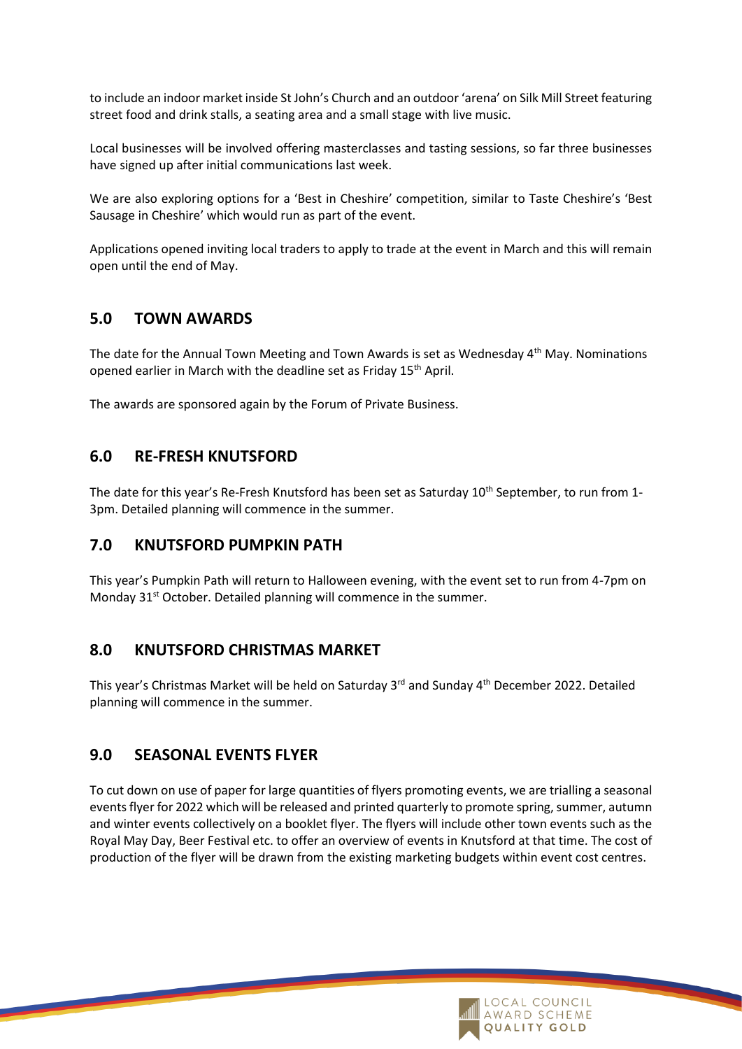to include an indoor market inside St John's Church and an outdoor 'arena' on Silk Mill Street featuring street food and drink stalls, a seating area and a small stage with live music.

Local businesses will be involved offering masterclasses and tasting sessions, so far three businesses have signed up after initial communications last week.

We are also exploring options for a 'Best in Cheshire' competition, similar to Taste Cheshire's 'Best Sausage in Cheshire' which would run as part of the event.

Applications opened inviting local traders to apply to trade at the event in March and this will remain open until the end of May.

## 5.0 TOWN AWARDS

The date for the Annual Town Meeting and Town Awards is set as Wednesday 4th May. Nominations opened earlier in March with the deadline set as Friday 15th April.

The awards are sponsored again by the Forum of Private Business.

## 6.0 RE-FRESH KNUTSFORD

The date for this year's Re-Fresh Knutsford has been set as Saturday 10th September, to run from 1-3pm. Detailed planning will commence in the summer.

## 7.0 KNUTSFORD PUMPKIN PATH

This year's Pumpkin Path will return to Halloween evening, with the event set to run from 4-7pm on Monday 31st October. Detailed planning will commence in the summer.

## 8.0 KNUTSFORD CHRISTMAS MARKET

This year's Christmas Market will be held on Saturday 3rd and Sunday 4th December 2022. Detailed planning will commence in the summer.

## 9.0 SEASONAL EVENTS FLYER

To cut down on use of paper for large quantities of flyers promoting events, we are trialling a seasonal events flyer for 2022 which will be released and printed quarterly to promote spring, summer, autumn and winter events collectively on a booklet flyer. The flyers will include other town events such as the Royal May Day, Beer Festival etc. to offer an overview of events in Knutsford at that time. The cost of production of the flyer will be drawn from the existing marketing budgets within event cost centres.